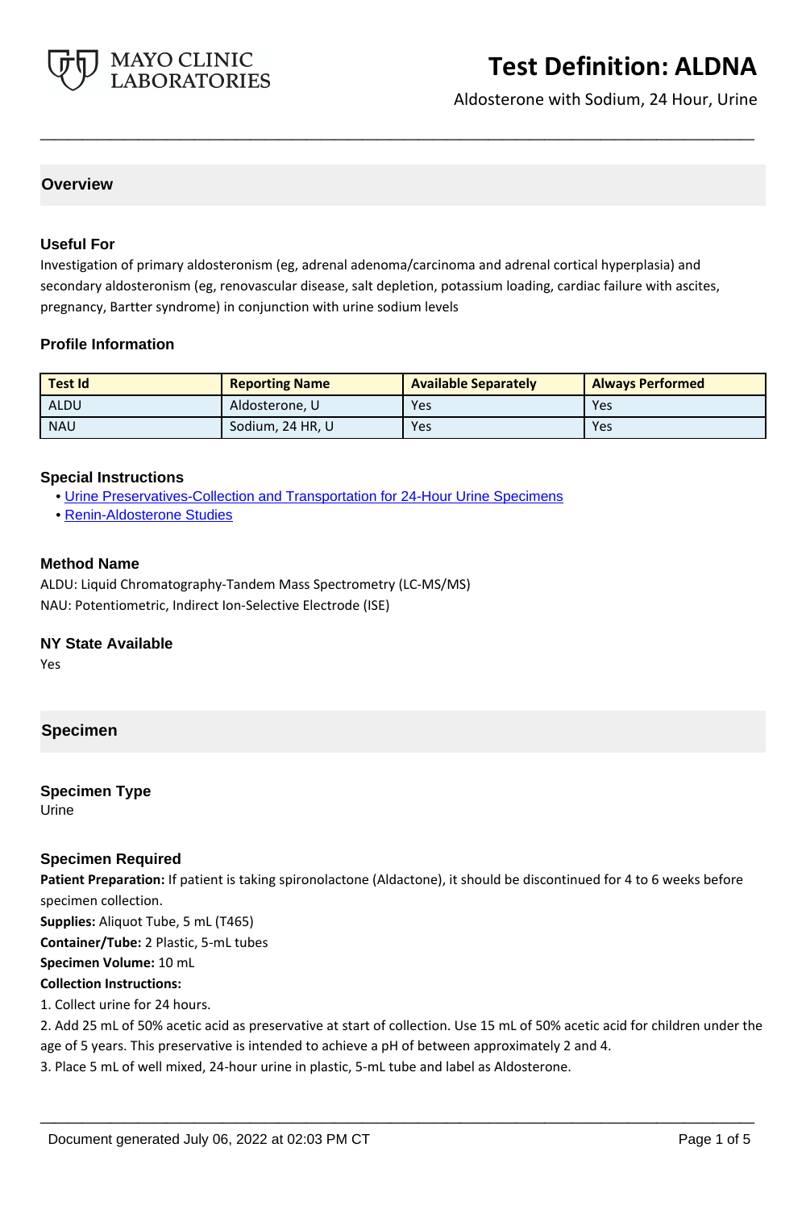# Test Definition: ALDNA

Aldosterone with Sodium, 24 Hour, Urine

## Overview

### Useful For

Investigation of primary aldosteronism (eg, adrenal adenoma/carcinoma and adrenal cortical hyperplasia) and secondary aldosteronism (eg, renovascular disease, salt depletion, potassium loading, cardiac failure with ascites, pregnancy, Bartter syndrome) in conjunction with urine sodium levels

### Profile Information

| Test Id | Reporting Name | Available Separately | Always Performed |
|---|---|---|---|
| ALDU | Aldosterone, U | Yes | Yes |
| NAU | Sodium, 24 HR, U | Yes | Yes |

### Special Instructions

- Urine Preservatives-Collection and Transportation for 24-Hour Urine Specimens
- Renin-Aldosterone Studies

### Method Name

ALDU: Liquid Chromatography-Tandem Mass Spectrometry (LC-MS/MS)
NAU: Potentiometric, Indirect Ion-Selective Electrode (ISE)

### NY State Available

Yes

## Specimen

### Specimen Type

Urine

### Specimen Required

**Patient Preparation:** If patient is taking spironolactone (Aldactone), it should be discontinued for 4 to 6 weeks before specimen collection.
**Supplies:** Aliquot Tube, 5 mL (T465)
**Container/Tube:** 2 Plastic, 5-mL tubes
**Specimen Volume:** 10 mL
**Collection Instructions:**
1. Collect urine for 24 hours.
2. Add 25 mL of 50% acetic acid as preservative at start of collection. Use 15 mL of 50% acetic acid for children under the age of 5 years. This preservative is intended to achieve a pH of between approximately 2 and 4.
3. Place 5 mL of well mixed, 24-hour urine in plastic, 5-mL tube and label as Aldosterone.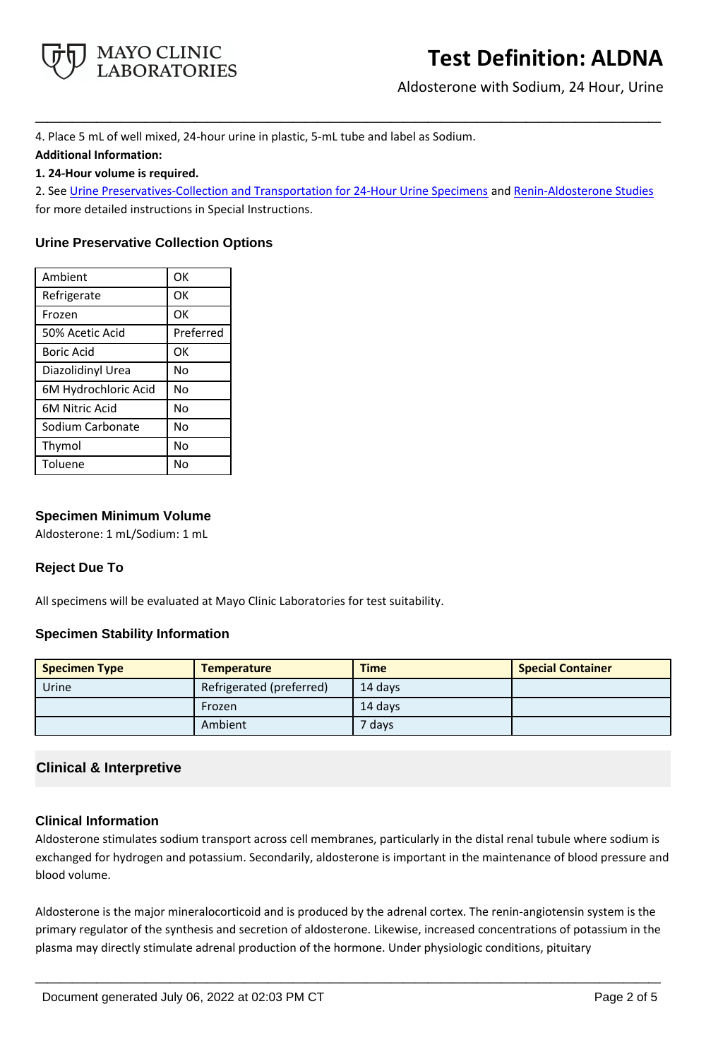4. Place 5 mL of well mixed, 24-hour urine in plastic, 5-mL tube and label as Sodium.

**Additional Information:**

**1. 24-Hour volume is required.**

2. See Urine Preservatives-Collection and Transportation for 24-Hour Urine Specimens and Renin-Aldosterone Studies for more detailed instructions in Special Instructions.

### Urine Preservative Collection Options

| | |
|---|---|
| Ambient | OK |
| Refrigerate | OK |
| Frozen | OK |
| 50% Acetic Acid | Preferred |
| Boric Acid | OK |
| Diazolidinyl Urea | No |
| 6M Hydrochloric Acid | No |
| 6M Nitric Acid | No |
| Sodium Carbonate | No |
| Thymol | No |
| Toluene | No |

### Specimen Minimum Volume

Aldosterone: 1 mL/Sodium: 1 mL

### Reject Due To

All specimens will be evaluated at Mayo Clinic Laboratories for test suitability.

### Specimen Stability Information

| Specimen Type | Temperature | Time | Special Container |
|---|---|---|---|
| Urine | Refrigerated (preferred) | 14 days | |
| | Frozen | 14 days | |
| | Ambient | 7 days | |

## Clinical & Interpretive

### Clinical Information

Aldosterone stimulates sodium transport across cell membranes, particularly in the distal renal tubule where sodium is exchanged for hydrogen and potassium. Secondarily, aldosterone is important in the maintenance of blood pressure and blood volume.

Aldosterone is the major mineralocorticoid and is produced by the adrenal cortex. The renin-angiotensin system is the primary regulator of the synthesis and secretion of aldosterone. Likewise, increased concentrations of potassium in the plasma may directly stimulate adrenal production of the hormone. Under physiologic conditions, pituitary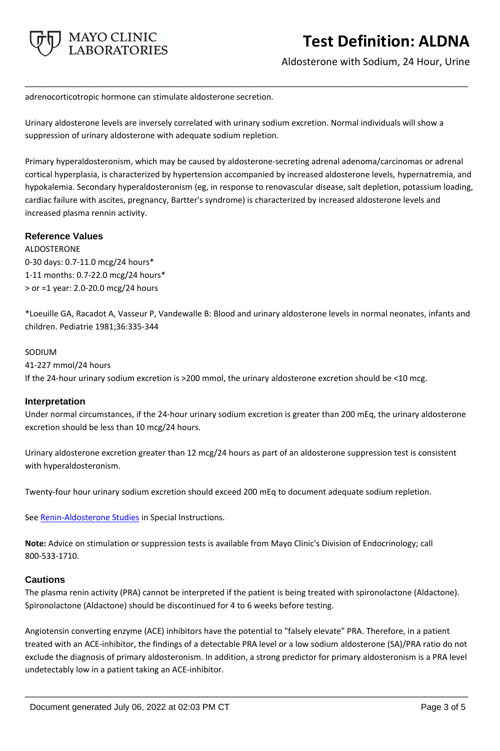adrenocorticotropic hormone can stimulate aldosterone secretion.

Urinary aldosterone levels are inversely correlated with urinary sodium excretion. Normal individuals will show a suppression of urinary aldosterone with adequate sodium repletion.

Primary hyperaldosteronism, which may be caused by aldosterone-secreting adrenal adenoma/carcinomas or adrenal cortical hyperplasia, is characterized by hypertension accompanied by increased aldosterone levels, hypernatremia, and hypokalemia. Secondary hyperaldosteronism (eg, in response to renovascular disease, salt depletion, potassium loading, cardiac failure with ascites, pregnancy, Bartter's syndrome) is characterized by increased aldosterone levels and increased plasma rennin activity.

### Reference Values

ALDOSTERONE
0-30 days: 0.7-11.0 mcg/24 hours*
1-11 months: 0.7-22.0 mcg/24 hours*
> or =1 year: 2.0-20.0 mcg/24 hours

*Loeuille GA, Racadot A, Vasseur P, Vandewalle B: Blood and urinary aldosterone levels in normal neonates, infants and children. Pediatrie 1981;36:335-344

SODIUM
41-227 mmol/24 hours
If the 24-hour urinary sodium excretion is >200 mmol, the urinary aldosterone excretion should be <10 mcg.

### Interpretation

Under normal circumstances, if the 24-hour urinary sodium excretion is greater than 200 mEq, the urinary aldosterone excretion should be less than 10 mcg/24 hours.

Urinary aldosterone excretion greater than 12 mcg/24 hours as part of an aldosterone suppression test is consistent with hyperaldosteronism.

Twenty-four hour urinary sodium excretion should exceed 200 mEq to document adequate sodium repletion.

See Renin-Aldosterone Studies in Special Instructions.

**Note:** Advice on stimulation or suppression tests is available from Mayo Clinic's Division of Endocrinology; call 800-533-1710.

### Cautions

The plasma renin activity (PRA) cannot be interpreted if the patient is being treated with spironolactone (Aldactone). Spironolactone (Aldactone) should be discontinued for 4 to 6 weeks before testing.

Angiotensin converting enzyme (ACE) inhibitors have the potential to "falsely elevate" PRA. Therefore, in a patient treated with an ACE-inhibitor, the findings of a detectable PRA level or a low sodium aldosterone (SA)/PRA ratio do not exclude the diagnosis of primary aldosteronism. In addition, a strong predictor for primary aldosteronism is a PRA level undetectably low in a patient taking an ACE-inhibitor.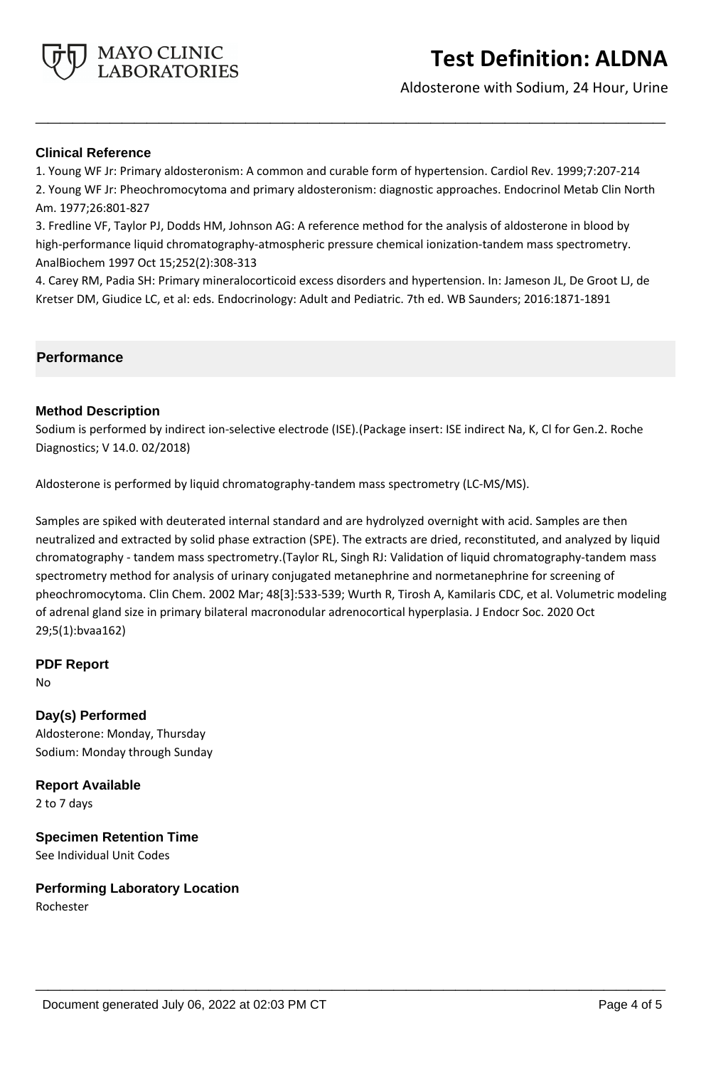### Clinical Reference

1. Young WF Jr: Primary aldosteronism: A common and curable form of hypertension. Cardiol Rev. 1999;7:207-214
2. Young WF Jr: Pheochromocytoma and primary aldosteronism: diagnostic approaches. Endocrinol Metab Clin North Am. 1977;26:801-827
3. Fredline VF, Taylor PJ, Dodds HM, Johnson AG: A reference method for the analysis of aldosterone in blood by high-performance liquid chromatography-atmospheric pressure chemical ionization-tandem mass spectrometry. AnalBiochem 1997 Oct 15;252(2):308-313
4. Carey RM, Padia SH: Primary mineralocorticoid excess disorders and hypertension. In: Jameson JL, De Groot LJ, de Kretser DM, Giudice LC, et al: eds. Endocrinology: Adult and Pediatric. 7th ed. WB Saunders; 2016:1871-1891

## Performance

### Method Description

Sodium is performed by indirect ion-selective electrode (ISE).(Package insert: ISE indirect Na, K, Cl for Gen.2. Roche Diagnostics; V 14.0. 02/2018)

Aldosterone is performed by liquid chromatography-tandem mass spectrometry (LC-MS/MS).

Samples are spiked with deuterated internal standard and are hydrolyzed overnight with acid. Samples are then neutralized and extracted by solid phase extraction (SPE). The extracts are dried, reconstituted, and analyzed by liquid chromatography - tandem mass spectrometry.(Taylor RL, Singh RJ: Validation of liquid chromatography-tandem mass spectrometry method for analysis of urinary conjugated metanephrine and normetanephrine for screening of pheochromocytoma. Clin Chem. 2002 Mar; 48[3]:533-539; Wurth R, Tirosh A, Kamilaris CDC, et al. Volumetric modeling of adrenal gland size in primary bilateral macronodular adrenocortical hyperplasia. J Endocr Soc. 2020 Oct 29;5(1):bvaa162)

### PDF Report

No

### Day(s) Performed

Aldosterone: Monday, Thursday
Sodium: Monday through Sunday

### Report Available

2 to 7 days

### Specimen Retention Time

See Individual Unit Codes

### Performing Laboratory Location

Rochester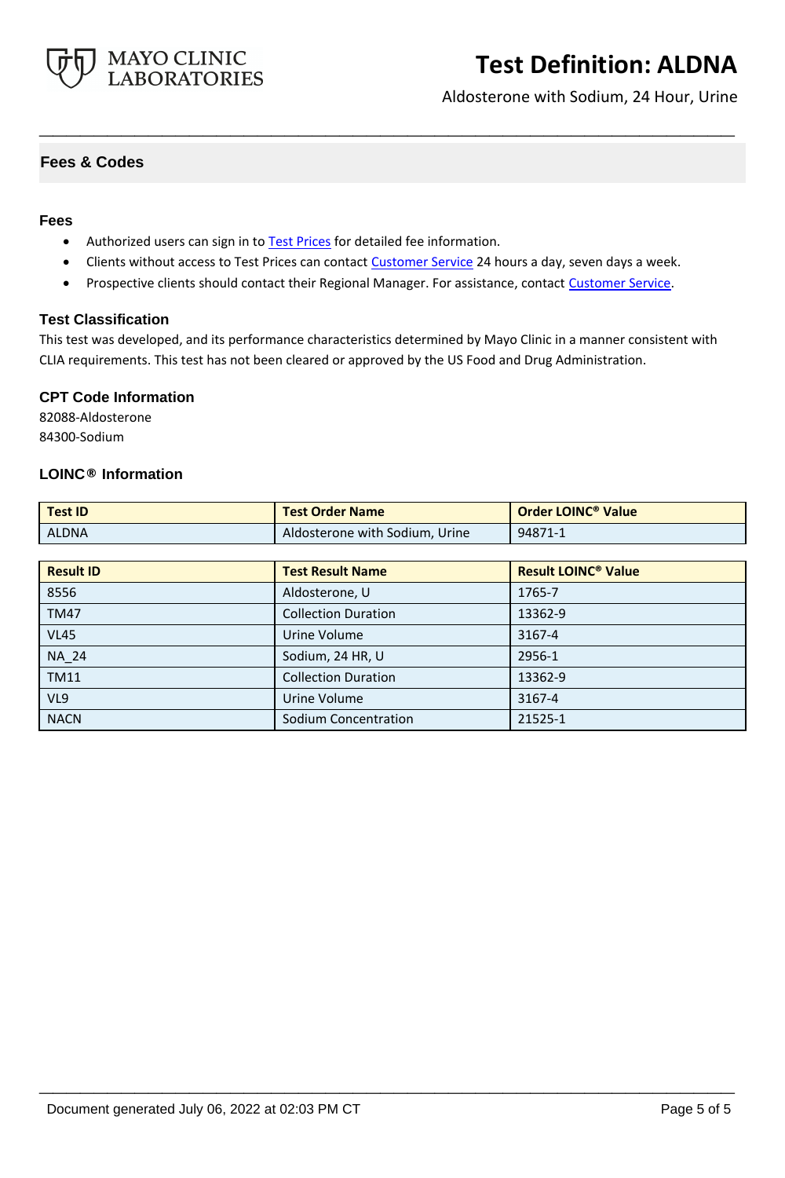## Fees & Codes

### Fees

- Authorized users can sign in to Test Prices for detailed fee information.
- Clients without access to Test Prices can contact Customer Service 24 hours a day, seven days a week.
- Prospective clients should contact their Regional Manager. For assistance, contact Customer Service.

### Test Classification

This test was developed, and its performance characteristics determined by Mayo Clinic in a manner consistent with CLIA requirements. This test has not been cleared or approved by the US Food and Drug Administration.

### CPT Code Information

82088-Aldosterone
84300-Sodium

### LOINC® Information

| Test ID | Test Order Name | Order LOINC® Value |
|---|---|---|
| ALDNA | Aldosterone with Sodium, Urine | 94871-1 |

| Result ID | Test Result Name | Result LOINC® Value |
|---|---|---|
| 8556 | Aldosterone, U | 1765-7 |
| TM47 | Collection Duration | 13362-9 |
| VL45 | Urine Volume | 3167-4 |
| NA_24 | Sodium, 24 HR, U | 2956-1 |
| TM11 | Collection Duration | 13362-9 |
| VL9 | Urine Volume | 3167-4 |
| NACN | Sodium Concentration | 21525-1 |